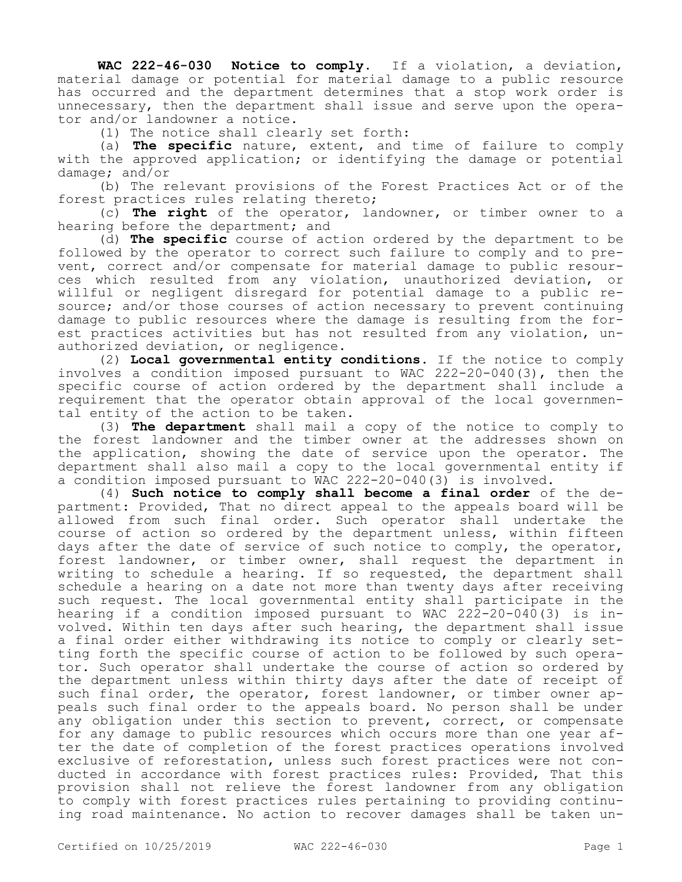**WAC 222-46-030 Notice to comply.** If a violation, a deviation, material damage or potential for material damage to a public resource has occurred and the department determines that a stop work order is unnecessary, then the department shall issue and serve upon the operator and/or landowner a notice.

(1) The notice shall clearly set forth:

(a) **The specific** nature, extent, and time of failure to comply with the approved application; or identifying the damage or potential damage; and/or

(b) The relevant provisions of the Forest Practices Act or of the forest practices rules relating thereto;

(c) **The right** of the operator, landowner, or timber owner to a hearing before the department; and

(d) **The specific** course of action ordered by the department to be followed by the operator to correct such failure to comply and to prevent, correct and/or compensate for material damage to public resources which resulted from any violation, unauthorized deviation, or willful or negligent disregard for potential damage to a public resource; and/or those courses of action necessary to prevent continuing damage to public resources where the damage is resulting from the forest practices activities but has not resulted from any violation, unauthorized deviation, or negligence.

(2) **Local governmental entity conditions.** If the notice to comply involves a condition imposed pursuant to WAC 222-20-040(3), then the specific course of action ordered by the department shall include a requirement that the operator obtain approval of the local governmental entity of the action to be taken.

(3) **The department** shall mail a copy of the notice to comply to the forest landowner and the timber owner at the addresses shown on the application, showing the date of service upon the operator. The department shall also mail a copy to the local governmental entity if a condition imposed pursuant to WAC 222-20-040(3) is involved.

(4) **Such notice to comply shall become a final order** of the department: Provided, That no direct appeal to the appeals board will be allowed from such final order. Such operator shall undertake the course of action so ordered by the department unless, within fifteen days after the date of service of such notice to comply, the operator, forest landowner, or timber owner, shall request the department in writing to schedule a hearing. If so requested, the department shall schedule a hearing on a date not more than twenty days after receiving such request. The local governmental entity shall participate in the hearing if a condition imposed pursuant to WAC 222-20-040(3) is involved. Within ten days after such hearing, the department shall issue a final order either withdrawing its notice to comply or clearly setting forth the specific course of action to be followed by such operator. Such operator shall undertake the course of action so ordered by the department unless within thirty days after the date of receipt of such final order, the operator, forest landowner, or timber owner appeals such final order to the appeals board. No person shall be under any obligation under this section to prevent, correct, or compensate for any damage to public resources which occurs more than one year after the date of completion of the forest practices operations involved exclusive of reforestation, unless such forest practices were not conducted in accordance with forest practices rules: Provided, That this provision shall not relieve the forest landowner from any obligation to comply with forest practices rules pertaining to providing continuing road maintenance. No action to recover damages shall be taken un-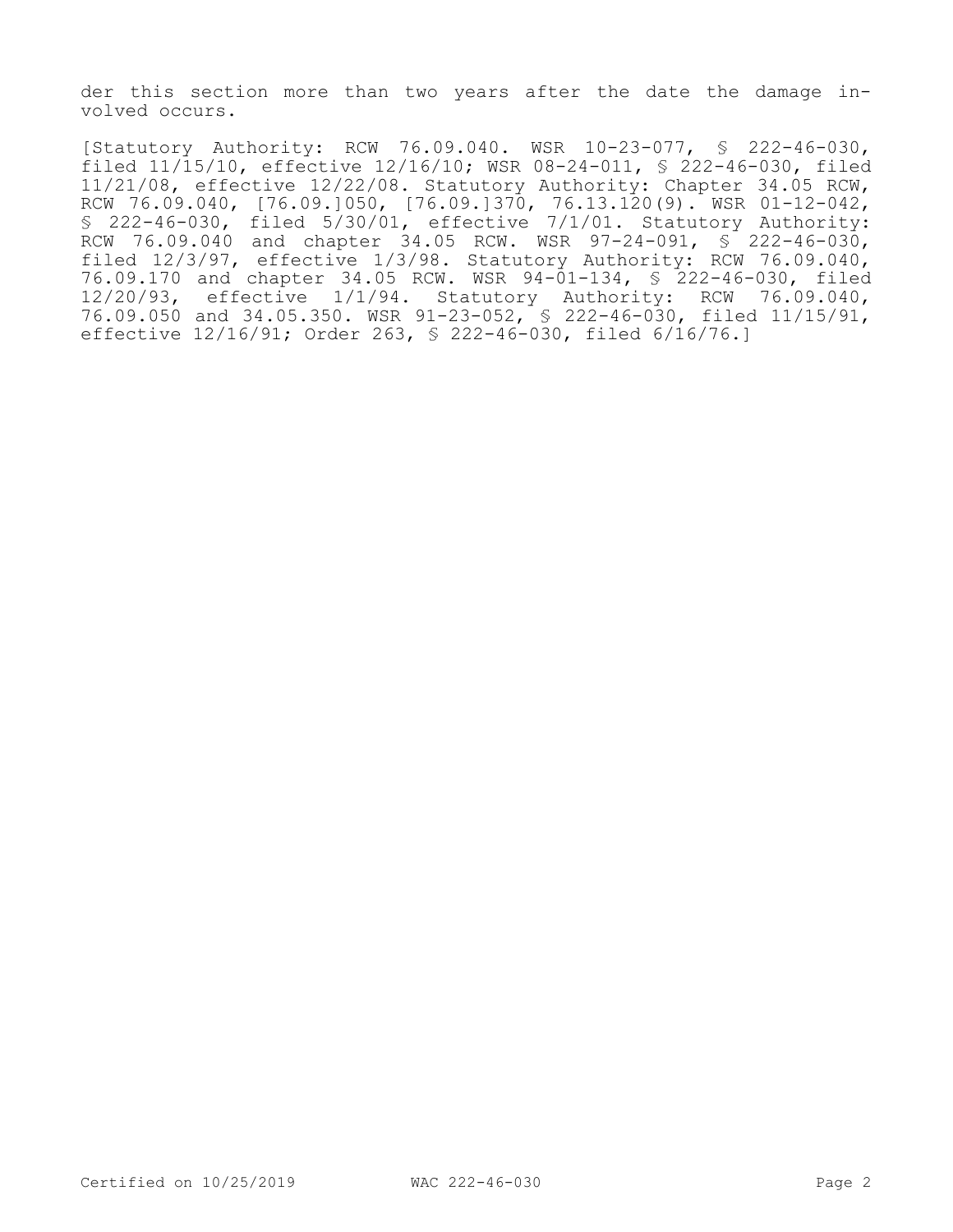der this section more than two years after the date the damage involved occurs.

[Statutory Authority: RCW 76.09.040. WSR 10-23-077, § 222-46-030, filed 11/15/10, effective 12/16/10; WSR 08-24-011, § 222-46-030, filed 11/21/08, effective 12/22/08. Statutory Authority: Chapter 34.05 RCW, RCW 76.09.040, [76.09.]050, [76.09.]370, 76.13.120(9). WSR 01-12-042, § 222-46-030, filed 5/30/01, effective 7/1/01. Statutory Authority: RCW 76.09.040 and chapter 34.05 RCW. WSR 97-24-091, § 222-46-030, filed 12/3/97, effective 1/3/98. Statutory Authority: RCW 76.09.040, 76.09.170 and chapter 34.05 RCW. WSR 94-01-134, § 222-46-030, filed 12/20/93, effective 1/1/94. Statutory Authority: RCW 76.09.040, 76.09.050 and 34.05.350. WSR 91-23-052, § 222-46-030, filed 11/15/91, effective 12/16/91; Order 263, § 222-46-030, filed 6/16/76.]